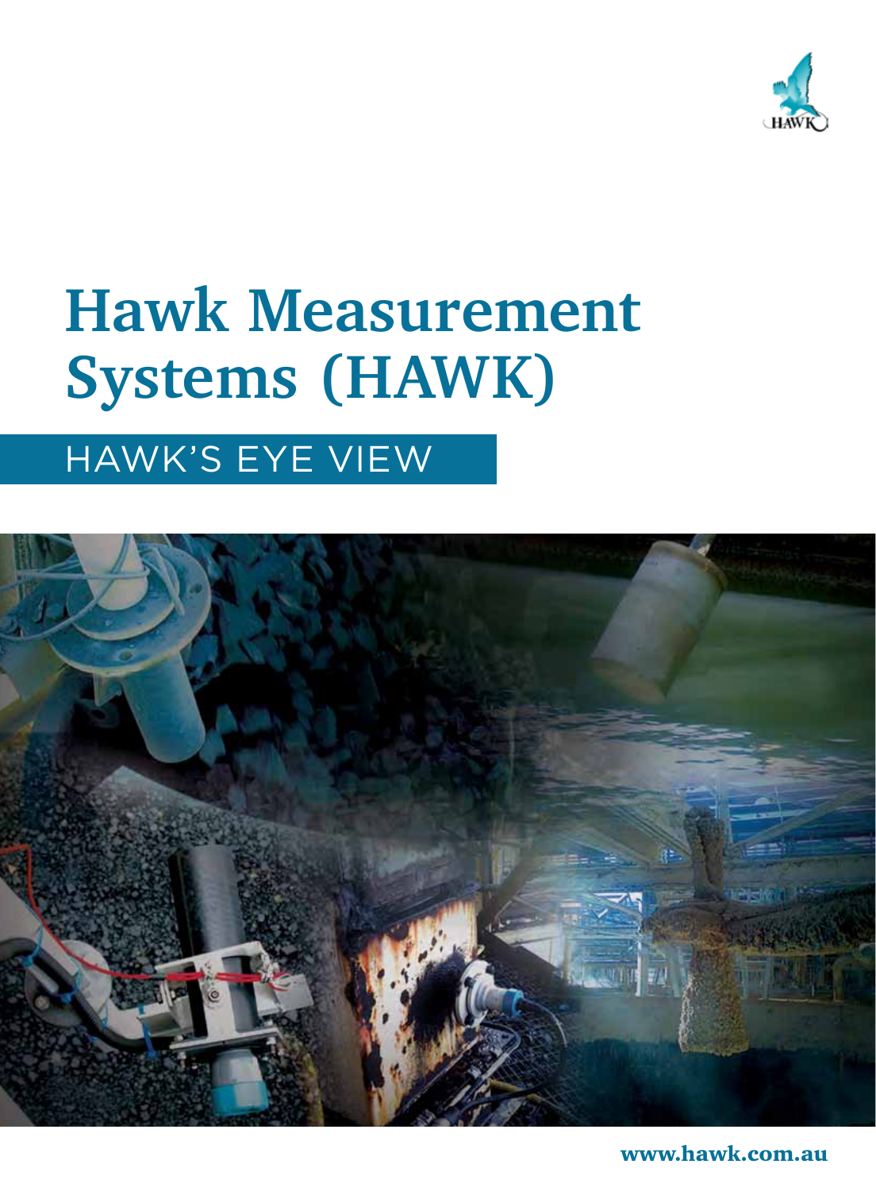# Hawk Measurement Systems (HAWK)

## HAWK'S EYE VIEW

www.hawk.com.au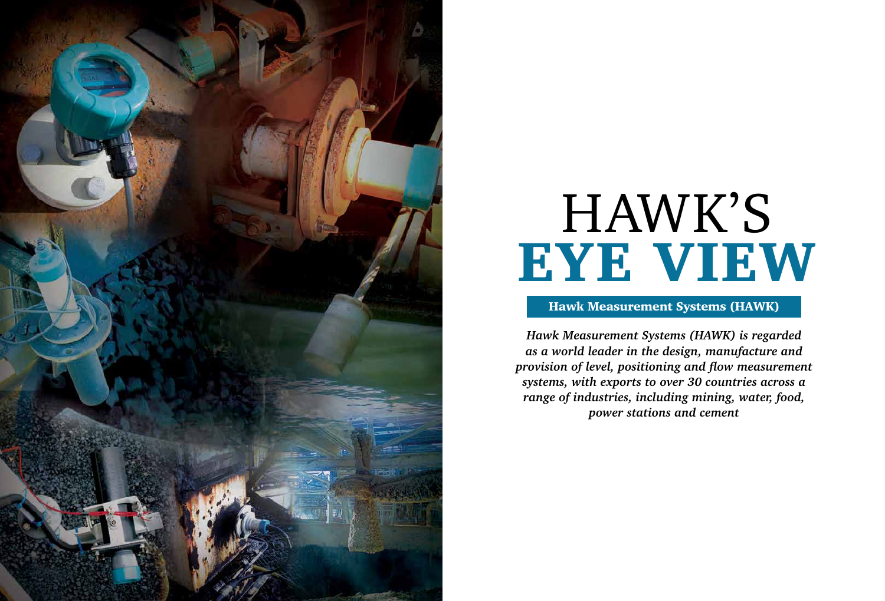# HAWK'S EYE VIEW

## Hawk Measurement Systems (HAWK)

***Hawk Measurement Systems (HAWK) is regarded as a world leader in the design, manufacture and provision of level, positioning and flow measurement systems, with exports to over 30 countries across a range of industries, including mining, water, food, power stations and cement***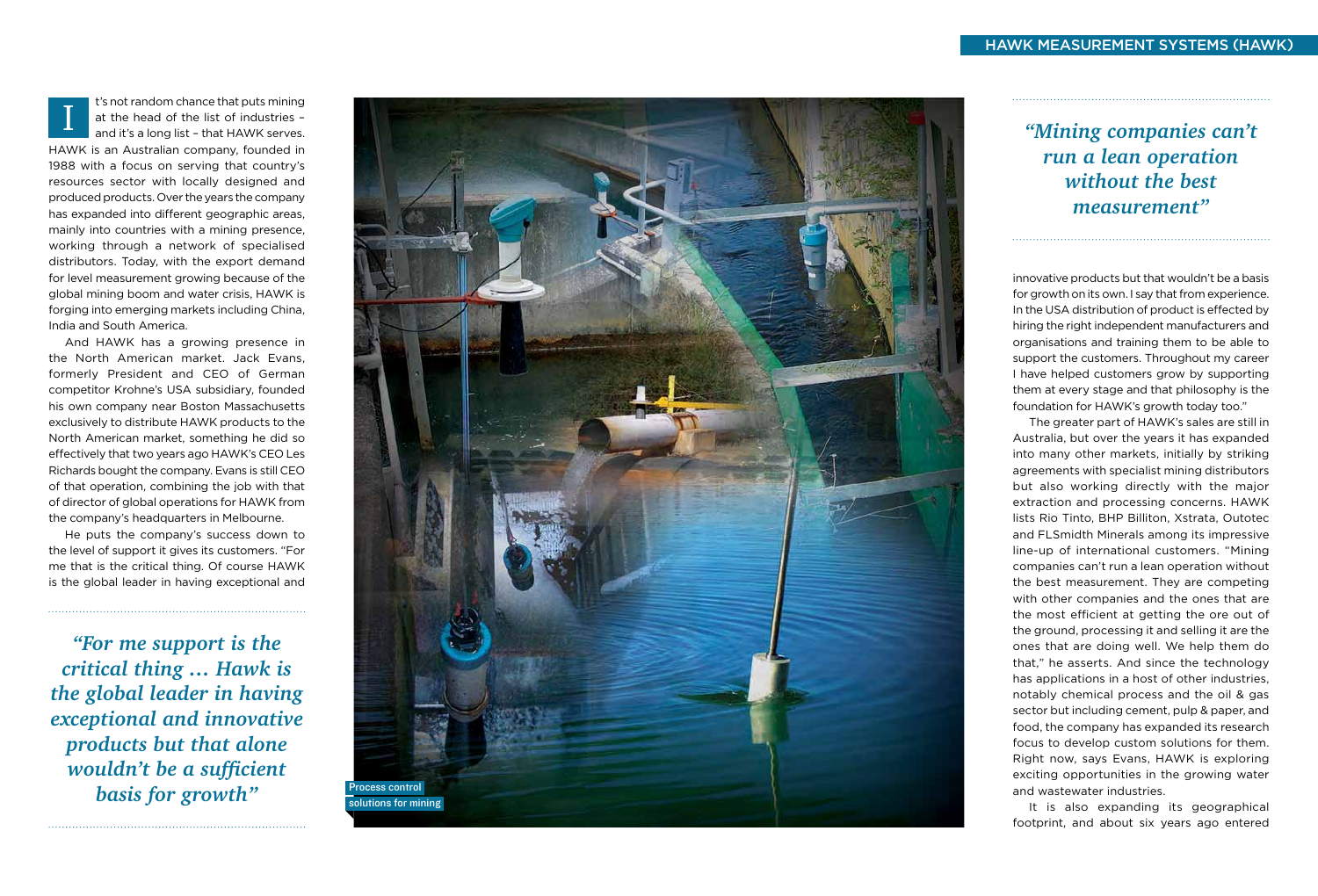It's not random chance that puts mining at the head of the list of industries – and it's a long list – that HAWK serves. HAWK is an Australian company, founded in 1988 with a focus on serving that country's resources sector with locally designed and produced products. Over the years the company has expanded into different geographic areas, mainly into countries with a mining presence, working through a network of specialised distributors. Today, with the export demand for level measurement growing because of the global mining boom and water crisis, HAWK is forging into emerging markets including China, India and South America.

And HAWK has a growing presence in the North American market. Jack Evans, formerly President and CEO of German competitor Krohne's USA subsidiary, founded his own company near Boston Massachusetts exclusively to distribute HAWK products to the North American market, something he did so effectively that two years ago HAWK's CEO Les Richards bought the company. Evans is still CEO of that operation, combining the job with that of director of global operations for HAWK from the company's headquarters in Melbourne.

He puts the company's success down to the level of support it gives its customers. "For me that is the critical thing. Of course HAWK is the global leader in having exceptional and innovative products but that wouldn't be a basis for growth on its own. I say that from experience. In the USA distribution of product is effected by hiring the right independent manufacturers and organisations and training them to be able to support the customers. Throughout my career I have helped customers grow by supporting them at every stage and that philosophy is the foundation for HAWK's growth today too."

> *"For me support is the critical thing … Hawk is the global leader in having exceptional and innovative products but that alone wouldn't be a sufficient basis for growth"*

Process control solutions for mining

> *"Mining companies can't run a lean operation without the best measurement"*

The greater part of HAWK's sales are still in Australia, but over the years it has expanded into many other markets, initially by striking agreements with specialist mining distributors but also working directly with the major extraction and processing concerns. HAWK lists Rio Tinto, BHP Billiton, Xstrata, Outotec and FLSmidth Minerals among its impressive line-up of international customers. "Mining companies can't run a lean operation without the best measurement. They are competing with other companies and the ones that are the most efficient at getting the ore out of the ground, processing it and selling it are the ones that are doing well. We help them do that," he asserts. And since the technology has applications in a host of other industries, notably chemical process and the oil & gas sector but including cement, pulp & paper, and food, the company has expanded its research focus to develop custom solutions for them. Right now, says Evans, HAWK is exploring exciting opportunities in the growing water and wastewater industries.

It is also expanding its geographical footprint, and about six years ago entered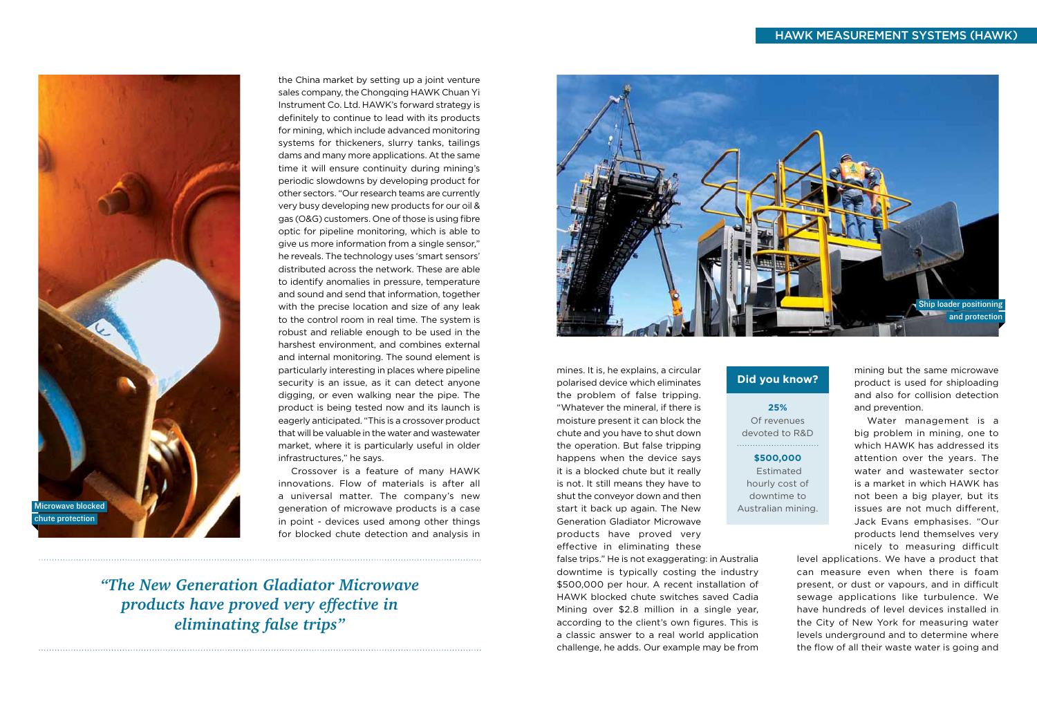the China market by setting up a joint venture sales company, the Chongqing HAWK Chuan Yi Instrument Co. Ltd. HAWK's forward strategy is definitely to continue to lead with its products for mining, which include advanced monitoring systems for thickeners, slurry tanks, tailings dams and many more applications. At the same time it will ensure continuity during mining's periodic slowdowns by developing product for other sectors. "Our research teams are currently very busy developing new products for our oil & gas (O&G) customers. One of those is using fibre optic for pipeline monitoring, which is able to give us more information from a single sensor," he reveals. The technology uses 'smart sensors' distributed across the network. These are able to identify anomalies in pressure, temperature and sound and send that information, together with the precise location and size of any leak to the control room in real time. The system is robust and reliable enough to be used in the harshest environment, and combines external and internal monitoring. The sound element is particularly interesting in places where pipeline security is an issue, as it can detect anyone digging, or even walking near the pipe. The product is being tested now and its launch is eagerly anticipated. "This is a crossover product that will be valuable in the water and wastewater market, where it is particularly useful in older infrastructures," he says.

Crossover is a feature of many HAWK innovations. Flow of materials is after all a universal matter. The company's new generation of microwave products is a case in point - devices used among other things for blocked chute detection and analysis in mines. It is, he explains, a circular polarised device which eliminates the problem of false tripping. "Whatever the mineral, if there is moisture present it can block the chute and you have to shut down the operation. But false tripping happens when the device says it is a blocked chute but it really is not. It still means they have to shut the conveyor down and then start it back up again. The New Generation Gladiator Microwave products have proved very effective in eliminating these false trips." He is not exaggerating: in Australia downtime is typically costing the industry \$500,000 per hour. A recent installation of HAWK blocked chute switches saved Cadia Mining over \$2.8 million in a single year, according to the client's own figures. This is a classic answer to a real world application challenge, he adds. Our example may be from mining but the same microwave product is used for shiploading and also for collision detection and prevention.

Water management is a big problem in mining, one to which HAWK has addressed its attention over the years. The water and wastewater sector is a market in which HAWK has not been a big player, but its issues are not much different, Jack Evans emphasises. "Our products lend themselves very nicely to measuring difficult level applications. We have a product that can measure even when there is foam present, or dust or vapours, and in difficult sewage applications like turbulence. We have hundreds of level devices installed in the City of New York for measuring water levels underground and to determine where the flow of all their waste water is going and

Microwave blocked chute protection

Ship loader positioning and protection

*"The New Generation Gladiator Microwave products have proved very effective in eliminating false trips"*

## Did you know?

**25%**
Of revenues devoted to R&D

**\$500,000**
Estimated hourly cost of downtime to Australian mining.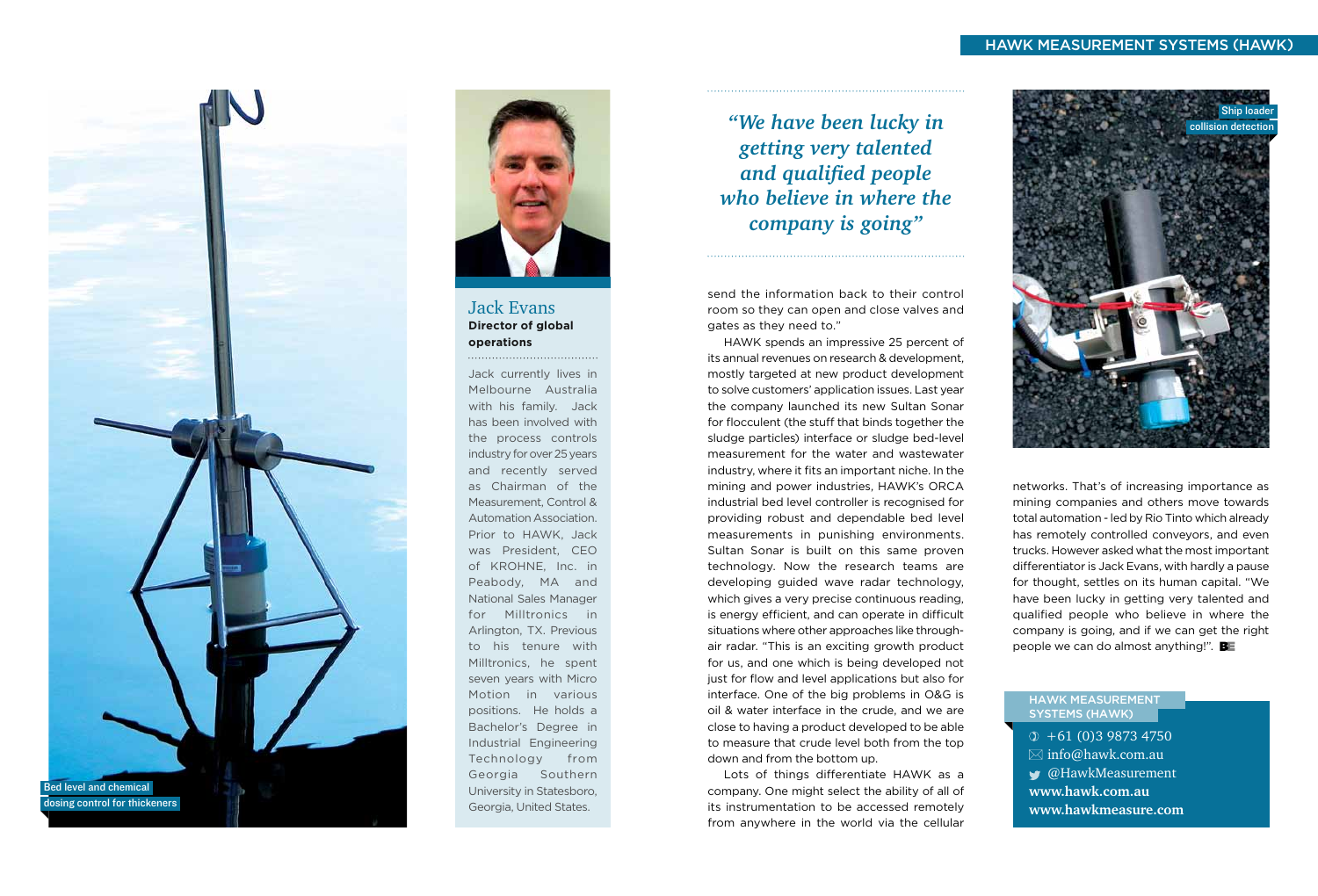Bed level and chemical dosing control for thickeners

## Jack Evans

**Director of global operations**

Jack currently lives in Melbourne Australia with his family. Jack has been involved with the process controls industry for over 25 years and recently served as Chairman of the Measurement, Control & Automation Association. Prior to HAWK, Jack was President, CEO of KROHNE, Inc. in Peabody, MA and National Sales Manager for Milltronics in Arlington, TX. Previous to his tenure with Milltronics, he spent seven years with Micro Motion in various positions. He holds a Bachelor's Degree in Industrial Engineering Technology from Georgia Southern University in Statesboro, Georgia, United States.

> *"We have been lucky in getting very talented and qualified people who believe in where the company is going"*

send the information back to their control room so they can open and close valves and gates as they need to."

HAWK spends an impressive 25 percent of its annual revenues on research & development, mostly targeted at new product development to solve customers' application issues. Last year the company launched its new Sultan Sonar for flocculent (the stuff that binds together the sludge particles) interface or sludge bed-level measurement for the water and wastewater industry, where it fits an important niche. In the mining and power industries, HAWK's ORCA industrial bed level controller is recognised for providing robust and dependable bed level measurements in punishing environments. Sultan Sonar is built on this same proven technology. Now the research teams are developing guided wave radar technology, which gives a very precise continuous reading, is energy efficient, and can operate in difficult situations where other approaches like through-air radar. "This is an exciting growth product for us, and one which is being developed not just for flow and level applications but also for interface. One of the big problems in O&G is oil & water interface in the crude, and we are close to having a product developed to be able to measure that crude level both from the top down and from the bottom up.

Lots of things differentiate HAWK as a company. One might select the ability of all of its instrumentation to be accessed remotely from anywhere in the world via the cellular networks. That's of increasing importance as mining companies and others move towards total automation - led by Rio Tinto which already has remotely controlled conveyors, and even trucks. However asked what the most important differentiator is Jack Evans, with hardly a pause for thought, settles on its human capital. "We have been lucky in getting very talented and qualified people who believe in where the company is going, and if we can get the right people we can do almost anything!".

Ship loader collision detection

**HAWK MEASUREMENT SYSTEMS (HAWK)**

+61 (0)3 9873 4750
info@hawk.com.au
@HawkMeasurement
**www.hawk.com.au**
**www.hawkmeasure.com**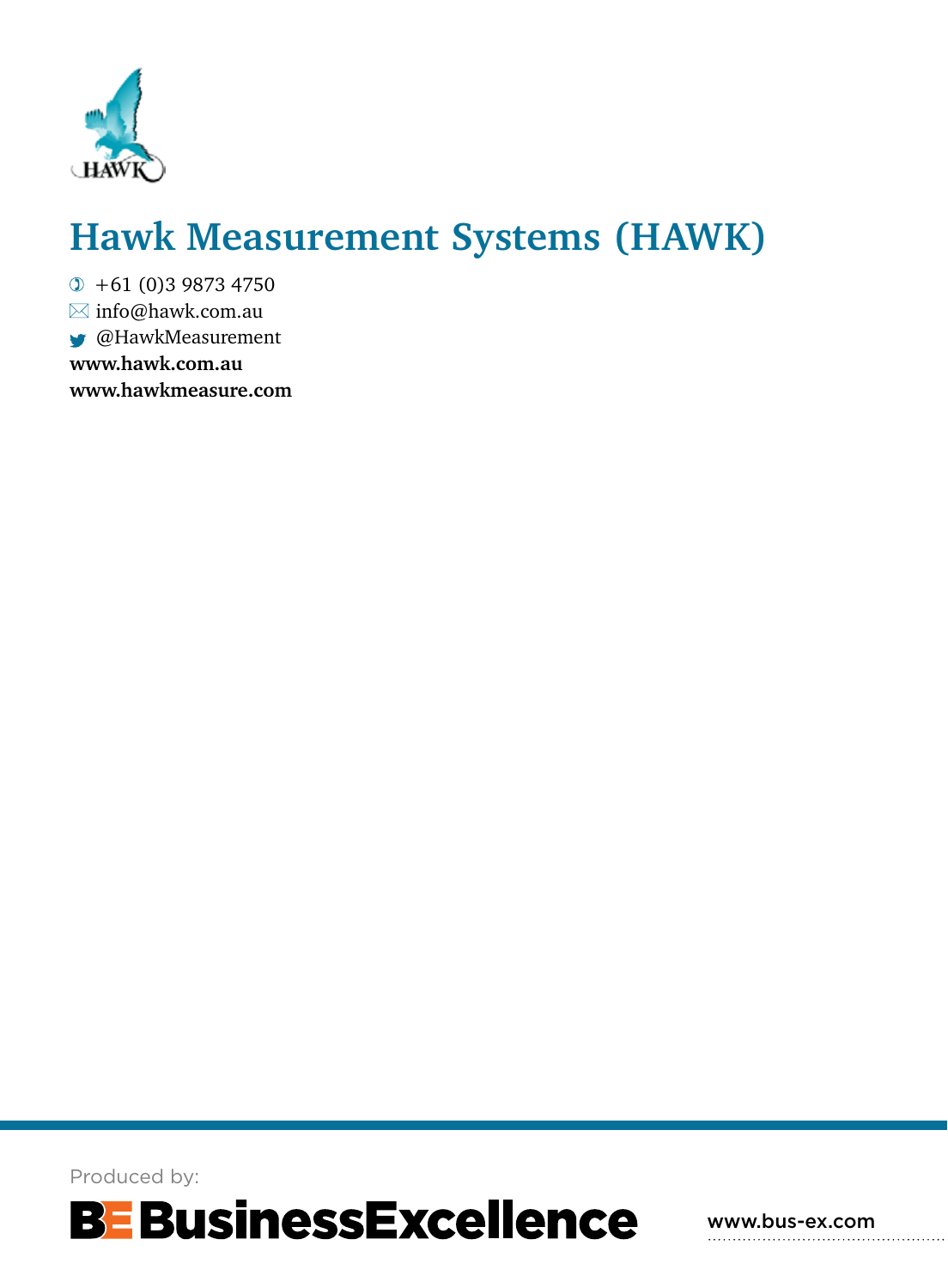# Hawk Measurement Systems (HAWK)

+61 (0)3 9873 4750
info@hawk.com.au
@HawkMeasurement
**www.hawk.com.au**
**www.hawkmeasure.com**

Produced by:

BusinessExcellence

www.bus-ex.com